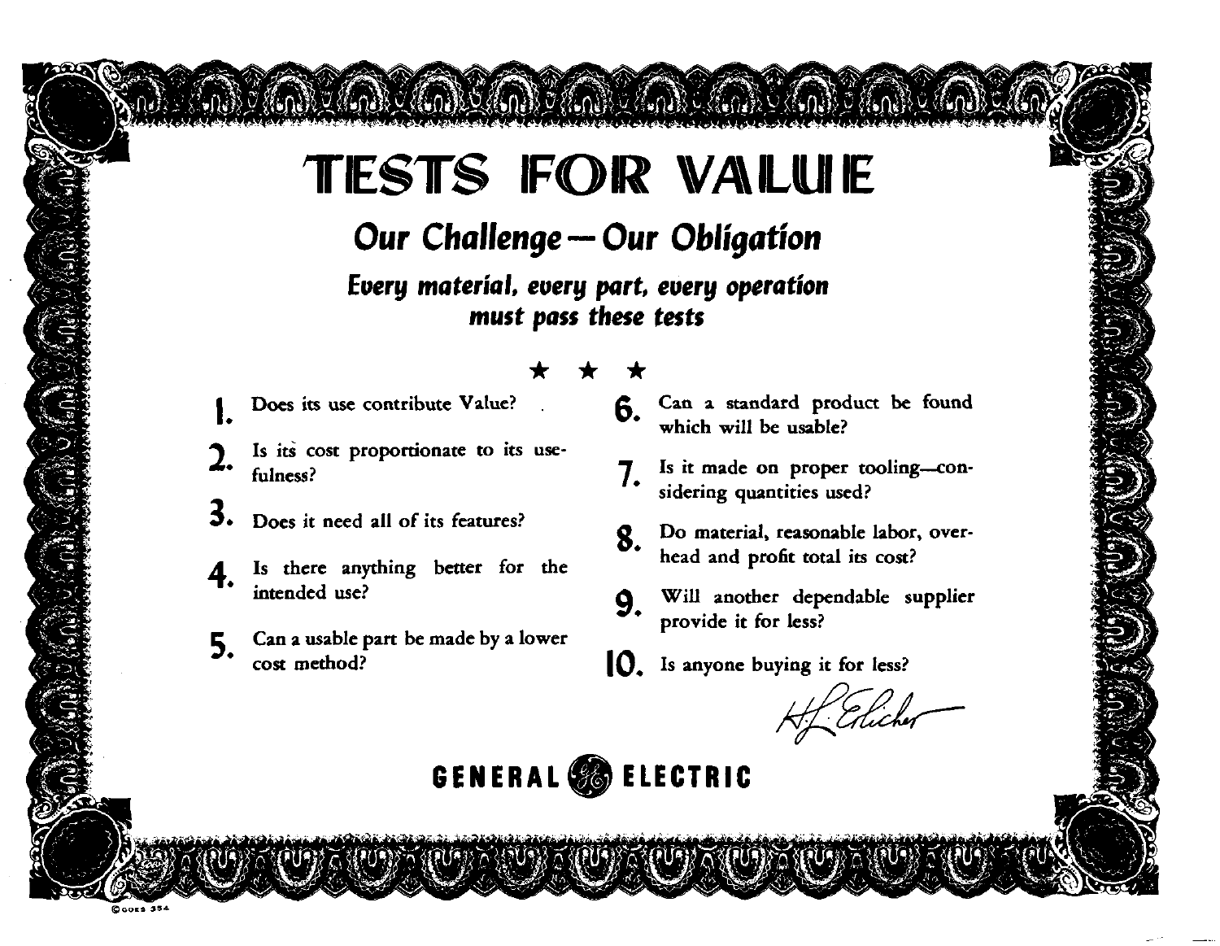# TESTS FOR VALUE

## Our Challenge — Our Obligation

***Every material, every part, every operation must pass these tests***

★ ★ ★

1. Does its use contribute Value?
2. Is its cost proportionate to its usefulness?
3. Does it need all of its features?
4. Is there anything better for the intended use?
5. Can a usable part be made by a lower cost method?
6. Can a standard product be found which will be usable?
7. Is it made on proper tooling—considering quantities used?
8. Do material, reasonable labor, overhead and profit total its cost?
9. Will another dependable supplier provide it for less?
10. Is anyone buying it for less?

H. L. Erlicher

**GENERAL ELECTRIC**

©OOES 354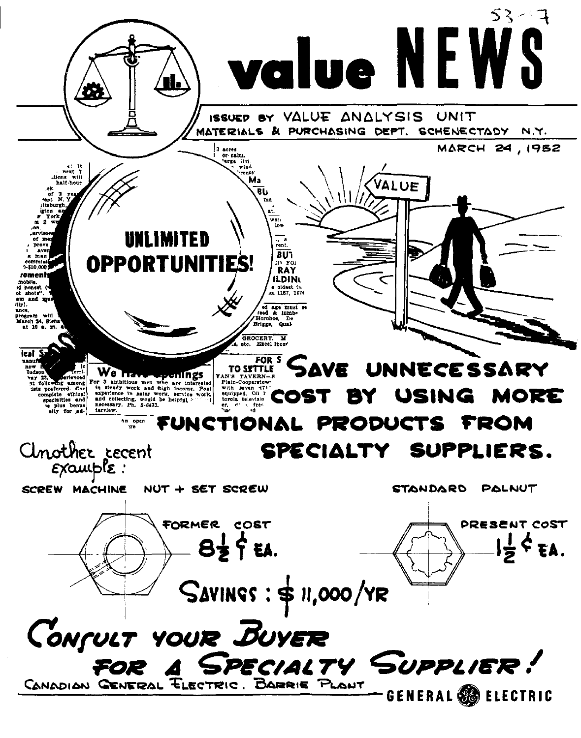# value NEWS

ISSUED BY VALUE ANALYSIS UNIT
MATERIALS & PURCHASING DEPT. SCHENECTADY N.Y.

MARCH 24, 1952

**UNLIMITED OPPORTUNITIES!**

VALUE

## SAVE UNNECESSARY COST BY USING MORE FUNCTIONAL PRODUCTS FROM SPECIALTY SUPPLIERS.

*Another recent example:*

| SCREW MACHINE NUT + SET SCREW | STANDARD PALNUT |
| --- | --- |
| FORMER COST $8\frac{1}{2}$¢ EA. | PRESENT COST $1\frac{1}{2}$¢ EA. |

**SAVINGS: $11,000/YR**

## CONSULT YOUR BUYER FOR A SPECIALTY SUPPLIER!

CANADIAN GENERAL ELECTRIC. BARRIE PLANT

GENERAL ELECTRIC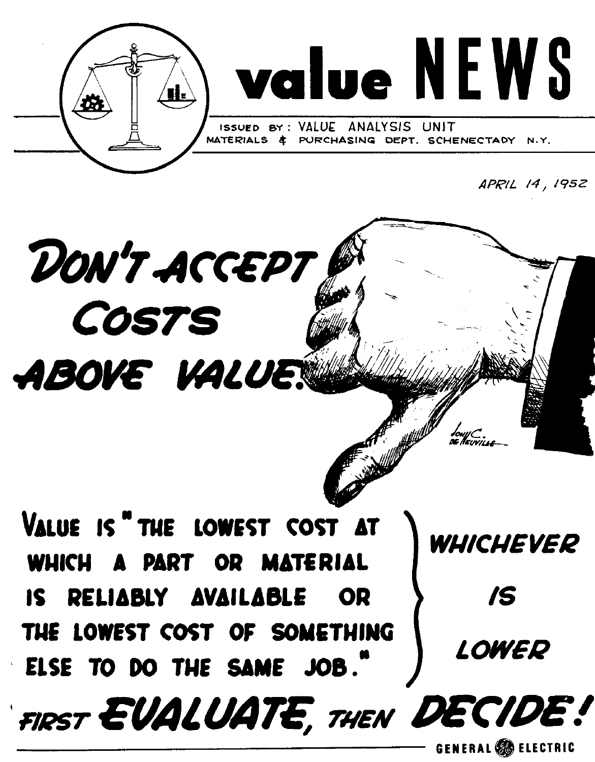# value NEWS

ISSUED BY: VALUE ANALYSIS UNIT
MATERIALS & PURCHASING DEPT. SCHENECTADY N.Y.

APRIL 14, 1952

# DON'T ACCEPT COSTS ABOVE VALUE.

**VALUE IS "THE LOWEST COST AT WHICH A PART OR MATERIAL IS RELIABLY AVAILABLE OR THE LOWEST COST OF SOMETHING ELSE TO DO THE SAME JOB."** — *WHICHEVER IS LOWER*

## *FIRST* EVALUATE, *THEN* DECIDE!

GENERAL ELECTRIC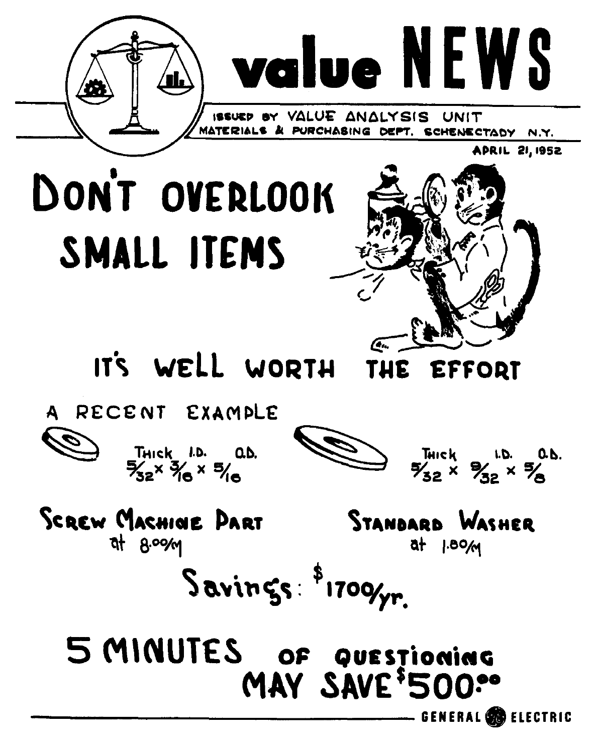# value NEWS

ISSUED BY VALUE ANALYSIS UNIT
MATERIALS & PURCHASING DEPT. SCHENECTADY N.Y.

APRIL 21, 1952

## DON'T OVERLOOK SMALL ITEMS

## IT'S WELL WORTH THE EFFORT

A RECENT EXAMPLE

| | |
|---|---|
| Thick I.D. O.D. | Thick I.D. O.D. |
| $\frac{5}{32} \times \frac{3}{16} \times \frac{5}{16}$ | $\frac{5}{32} \times \frac{9}{32} \times \frac{5}{8}$ |
| **SCREW MACHINE PART** at 8.00/M | **STANDARD WASHER** at 1.80/M |

**Savings: $1700/yr.**

## 5 MINUTES OF QUESTIONING MAY SAVE $500.00

GENERAL ELECTRIC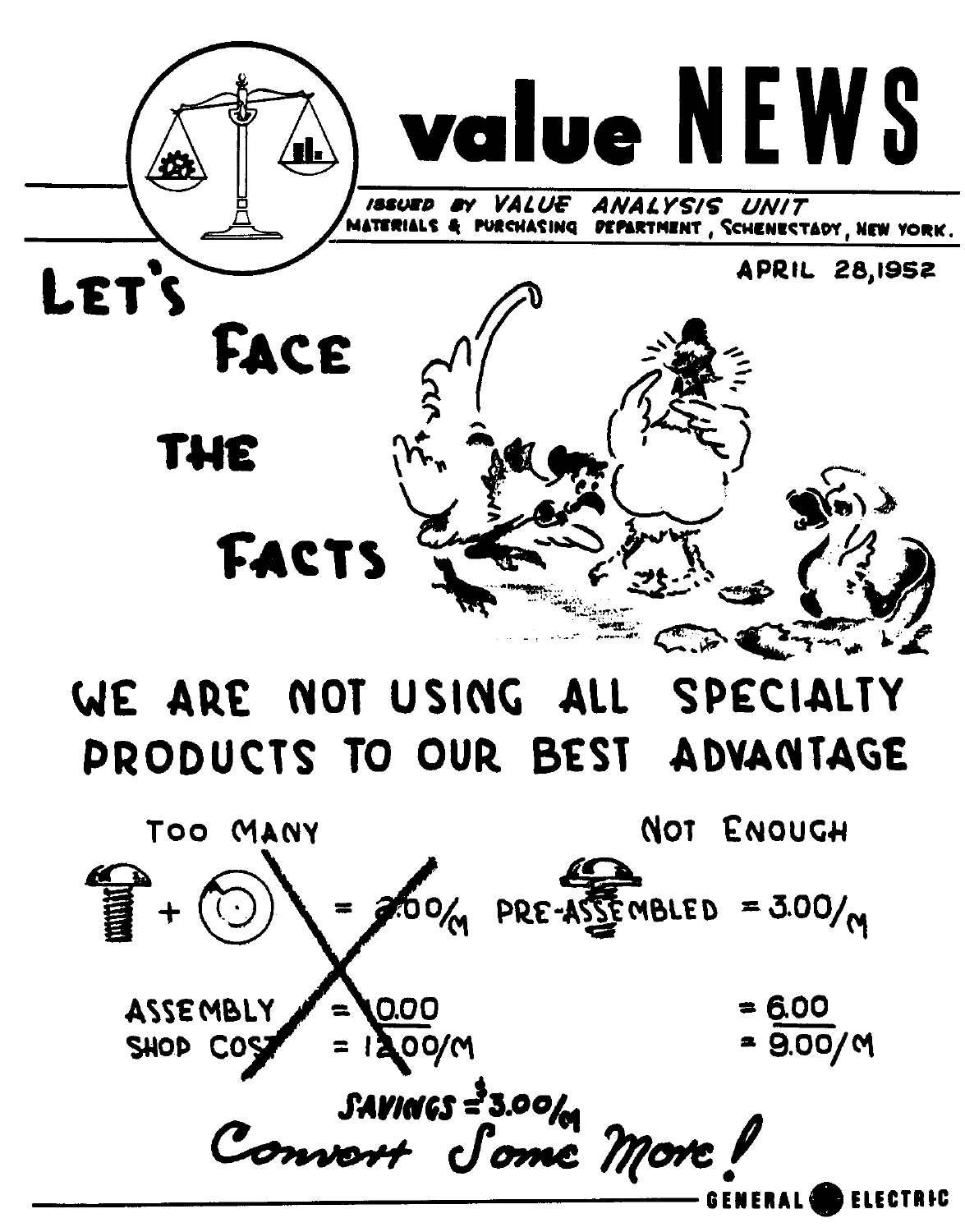# value NEWS

ISSUED BY VALUE ANALYSIS UNIT
MATERIALS & PURCHASING DEPARTMENT, SCHENECTADY, NEW YORK.

APRIL 28, 1952

## LET'S FACE THE FACTS

## WE ARE NOT USING ALL SPECIALTY PRODUCTS TO OUR BEST ADVANTAGE

| TOO MANY | | NOT ENOUGH | |
|---|---|---|---|
| Screw + Washer | = 2.00/M | PRE-ASSEMBLED | = 3.00/M |
| ASSEMBLY | = 10.00 | | = 6.00 |
| SHOP COST | = 12.00/M | | = 9.00/M |

SAVINGS = $3.00/M

*Convert Some More!*

GENERAL ELECTRIC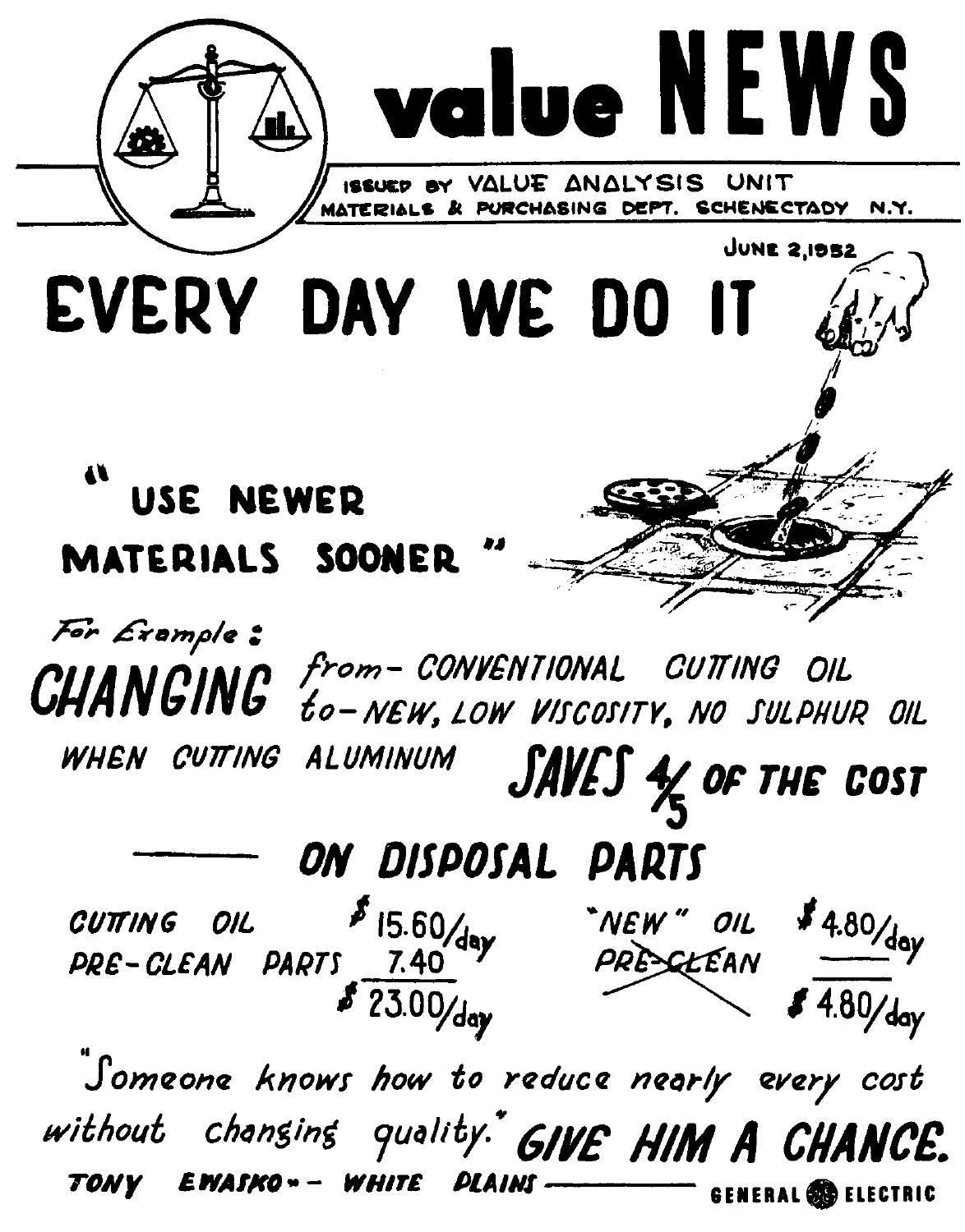# value NEWS

ISSUED BY VALUE ANALYSIS UNIT
MATERIALS & PURCHASING DEPT. SCHENECTADY N.Y.

JUNE 2, 1952

# EVERY DAY WE DO IT

## " USE NEWER MATERIALS SOONER "

*For Example:*

**CHANGING** from – CONVENTIONAL CUTTING OIL
to – NEW, LOW VISCOSITY, NO SULPHUR OIL

WHEN CUTTING ALUMINUM **SAVES 4/5 OF THE COST**

## —— ON DISPOSAL PARTS

| | | | |
|---|---|---|---|
| CUTTING OIL | $15.60/day | "NEW" OIL | $4.80/day |
| PRE-CLEAN PARTS | 7.40 | ~~PRE-CLEAN~~ | |
| | $23.00/day | | $4.80/day |

*"Someone knows how to reduce nearly every cost without changing quality."* **GIVE HIM A CHANCE.**

TONY EWASKO -- WHITE PLAINS —— GENERAL ELECTRIC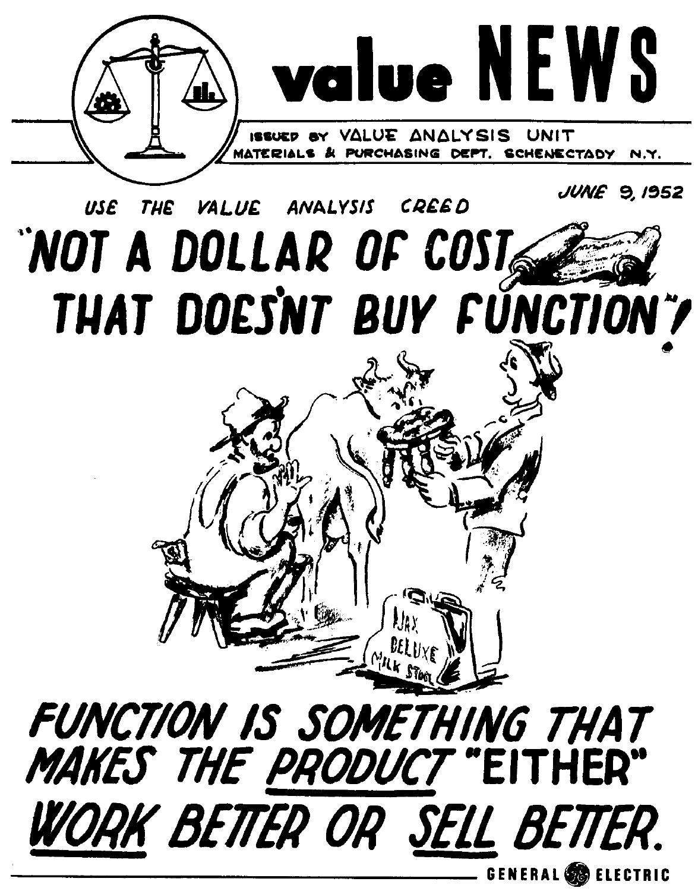# value NEWS

ISSUED BY VALUE ANALYSIS UNIT
MATERIALS & PURCHASING DEPT. SCHENECTADY N.Y.

JUNE 9, 1952

USE THE VALUE ANALYSIS CREED

# "NOT A DOLLAR OF COST THAT DOESN'T BUY FUNCTION"!

## *FUNCTION IS SOMETHING THAT MAKES THE <u>PRODUCT</u> "EITHER" <u>WORK</u> BETTER OR <u>SELL</u> BETTER.*

GENERAL ELECTRIC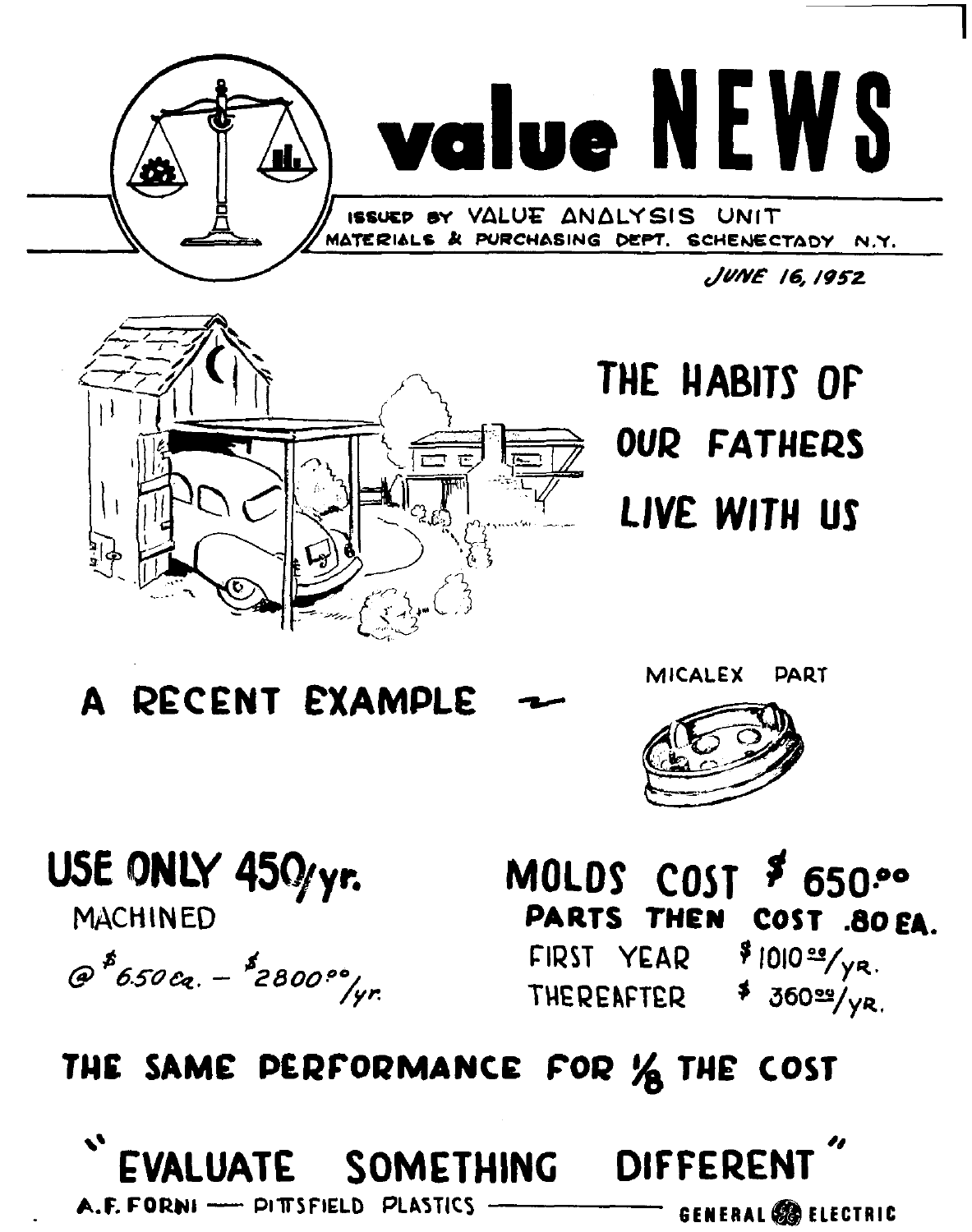# value NEWS

ISSUED BY VALUE ANALYSIS UNIT
MATERIALS & PURCHASING DEPT. SCHENECTADY N.Y.

*JUNE 16, 1952*

## THE HABITS OF OUR FATHERS LIVE WITH US

## A RECENT EXAMPLE –

MICALEX PART

**USE ONLY 450/yr.**
MACHINED
@ $6.50 ea. – $2800.00/yr.

**MOLDS COST $ 650.00**
**PARTS THEN COST .80 EA.**
FIRST YEAR $1010.00/YR.
THEREAFTER $ 360.00/YR.

## THE SAME PERFORMANCE FOR 1/8 THE COST

## "EVALUATE SOMETHING DIFFERENT"

A.F. FORNI — PITTSFIELD PLASTICS — GENERAL ELECTRIC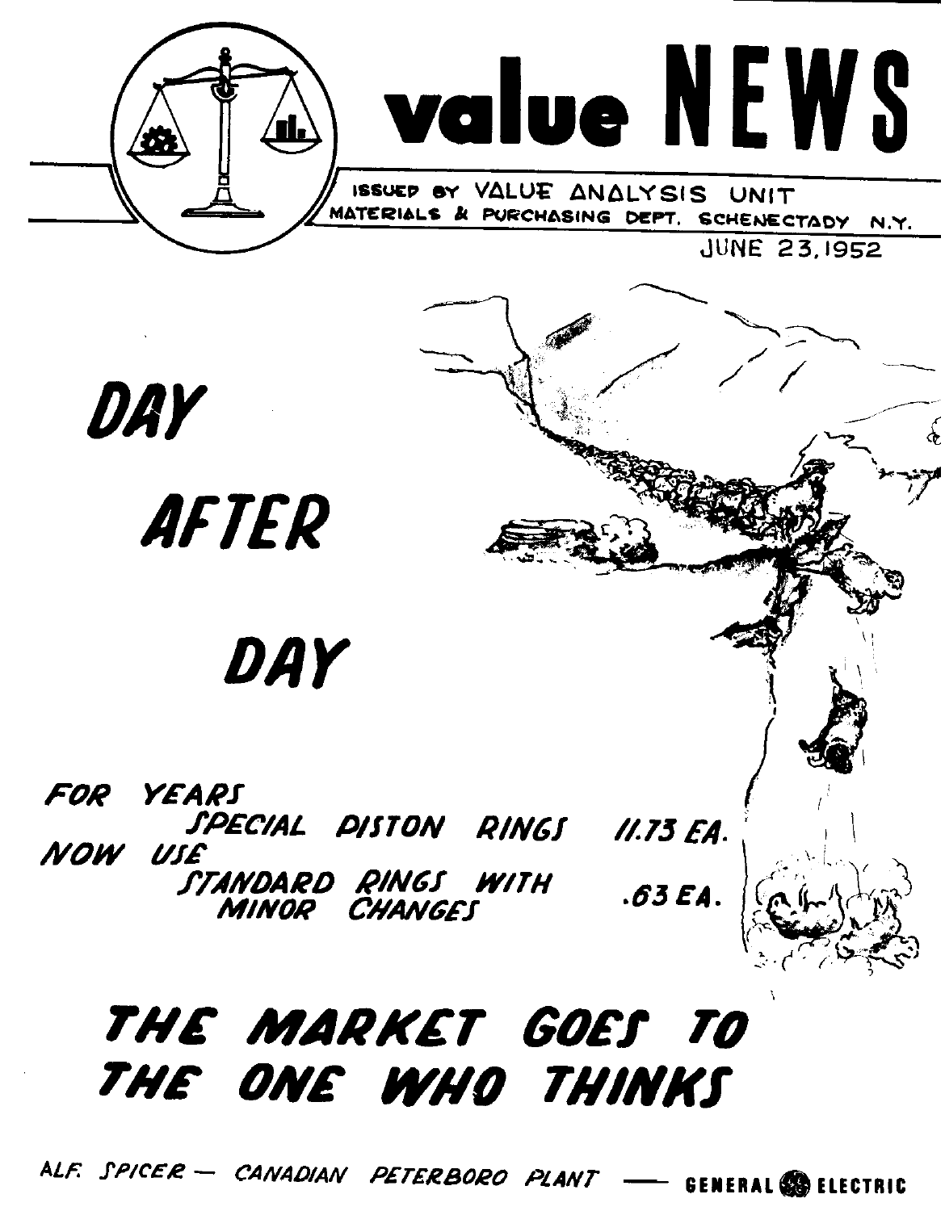# value NEWS

ISSUED BY VALUE ANALYSIS UNIT
MATERIALS & PURCHASING DEPT. SCHENECTADY N.Y.

JUNE 23, 1952

## DAY

## AFTER

## DAY

FOR YEARS
SPECIAL PISTON RINGS 11.73 EA.
NOW USE
STANDARD RINGS WITH MINOR CHANGES .63 EA.

## THE MARKET GOES TO THE ONE WHO THINKS

ALF. SPICER — CANADIAN PETERBORO PLANT — GENERAL ELECTRIC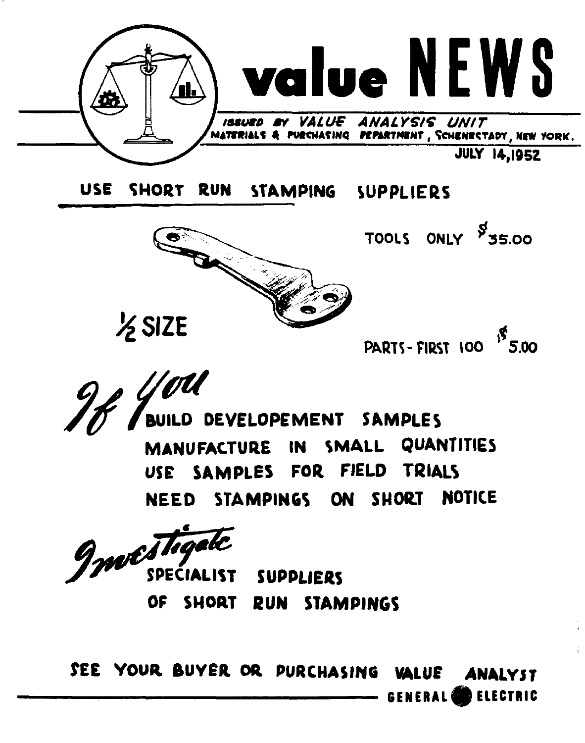# value NEWS

*ISSUED BY VALUE ANALYSIS UNIT*
MATERIALS & PURCHASING DEPARTMENT, SCHENECTADY, NEW YORK.

JULY 14,1952

## USE SHORT RUN STAMPING SUPPLIERS

TOOLS ONLY $35.00

½ SIZE

PARTS - FIRST 100 $5.00

*If You*

BUILD DEVELOPEMENT SAMPLES
MANUFACTURE IN SMALL QUANTITIES
USE SAMPLES FOR FIELD TRIALS
NEED STAMPINGS ON SHORT NOTICE

*Investigate*

SPECIALIST SUPPLIERS
OF SHORT RUN STAMPINGS

SEE YOUR BUYER OR PURCHASING VALUE ANALYST

GENERAL ELECTRIC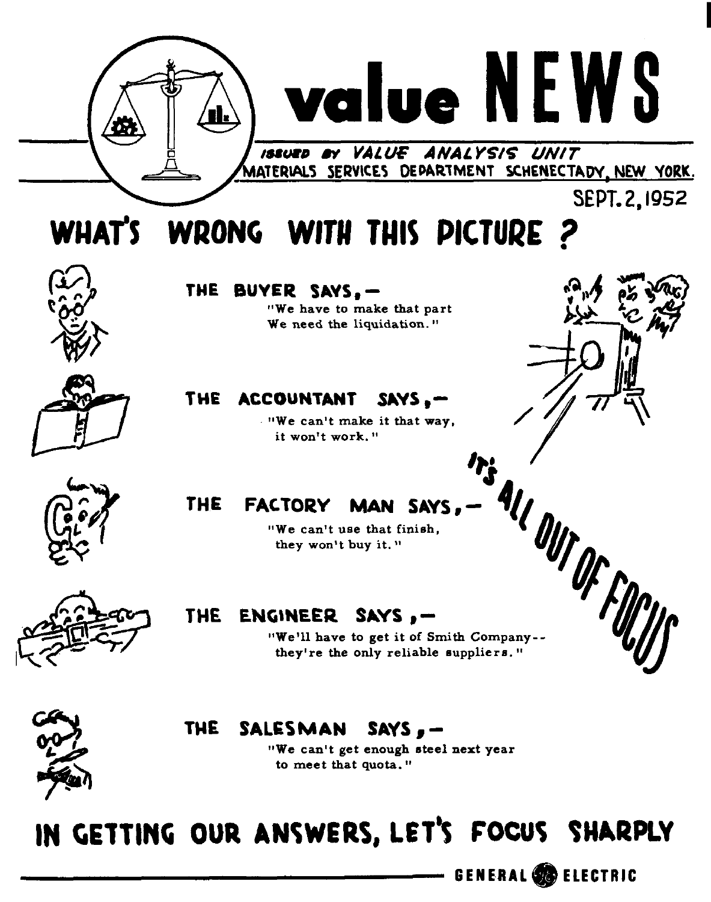# value NEWS

*ISSUED BY VALUE ANALYSIS UNIT*
MATERIALS SERVICES DEPARTMENT SCHENECTADY, NEW YORK.

SEPT. 2, 1952

## WHAT'S WRONG WITH THIS PICTURE ?

**THE BUYER SAYS, —**
"We have to make that part
We need the liquidation."

**THE ACCOUNTANT SAYS, —**
"We can't make it that way,
it won't work."

**THE FACTORY MAN SAYS, —**
"We can't use that finish,
they won't buy it."

**THE ENGINEER SAYS, —**
"We'll have to get it of Smith Company--
they're the only reliable suppliers."

**THE SALESMAN SAYS, —**
"We can't get enough steel next year
to meet that quota."

**IT'S ALL OUT OF FOCUS**

## IN GETTING OUR ANSWERS, LET'S FOCUS SHARPLY

GENERAL ELECTRIC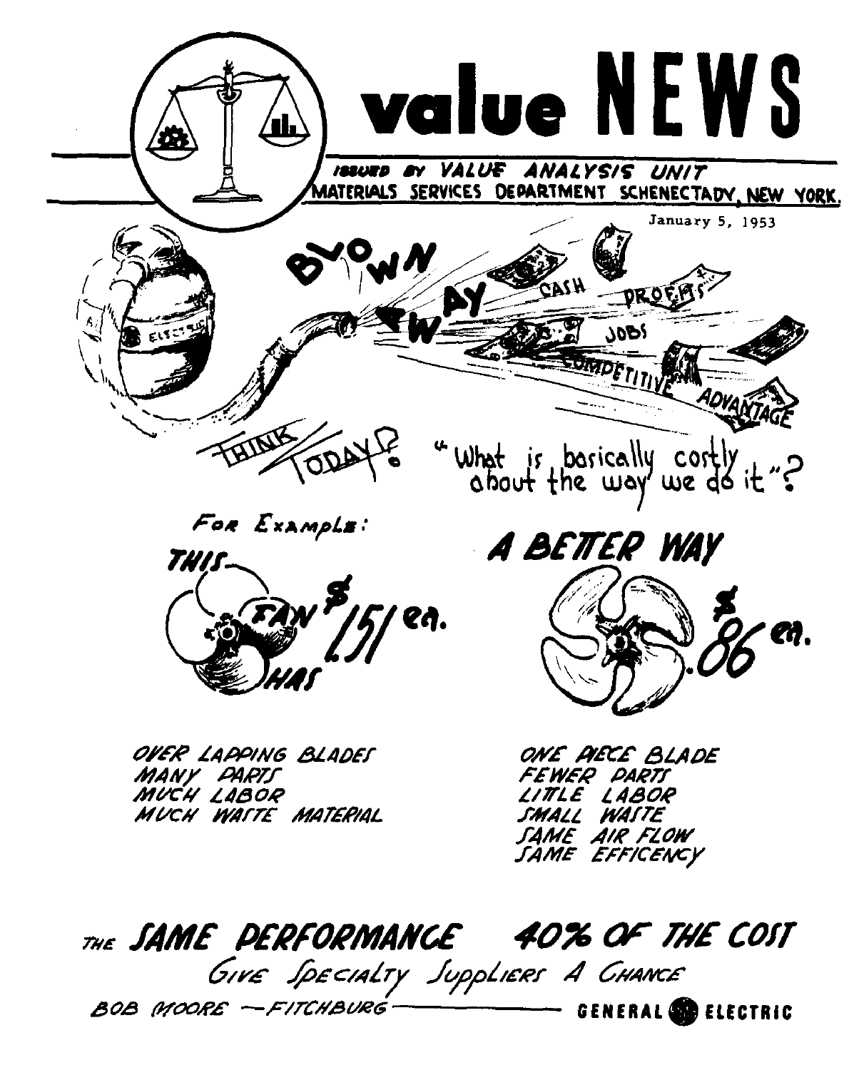# value NEWS

ISSUED BY VALUE ANALYSIS UNIT
MATERIALS SERVICES DEPARTMENT SCHENECTADY, NEW YORK.

January 5, 1953

BLOWN AWAY

CASH — PROFITS — JOBS — COMPETITIVE ADVANTAGE

THINK TODAY? "What is basically costly about the way we do it"?

For Example:

| THIS FAN HAS — $1.51 ea. | A BETTER WAY — $.86 ea. |
| --- | --- |
| OVER LAPPING BLADES | ONE PIECE BLADE |
| MANY PARTS | FEWER PARTS |
| MUCH LABOR | LITTLE LABOR |
| MUCH WASTE MATERIAL | SMALL WASTE |
| | SAME AIR FLOW |
| | SAME EFFICENCY |

## THE SAME PERFORMANCE 40% OF THE COST

*Give Specialty Suppliers A Chance*

BOB MOORE — FITCHBURG — GENERAL ELECTRIC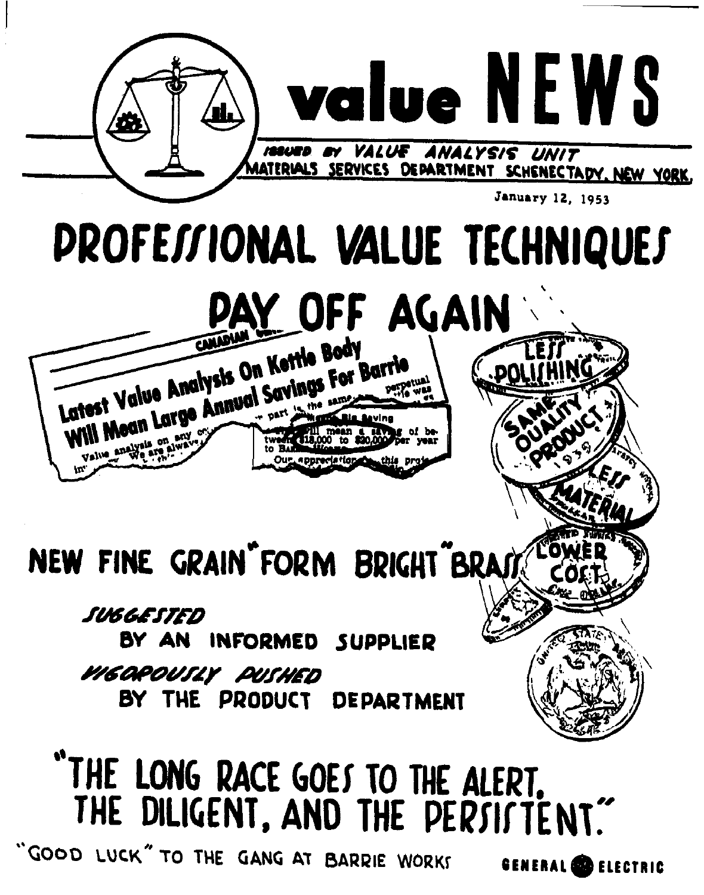# value NEWS

ISSUED BY VALUE ANALYSIS UNIT
MATERIALS SERVICES DEPARTMENT SCHENECTADY, NEW YORK.

January 12, 1953

# PROFESSIONAL VALUE TECHNIQUES PAY OFF AGAIN

CANADIAN

**Latest Value Analysis On Kettle Body Will Mean Large Annual Savings For Barrie**

...will mean a saving of between $18,000 to $20,000 per year to Barrie...

LESS POLISHING

SAME QUALITY PRODUCT

LESS MATERIAL

LOWER COST

## NEW FINE GRAIN "FORM BRIGHT" BRASS

*SUGGESTED*
BY AN INFORMED SUPPLIER

*VIGOROUSLY PUSHED*
BY THE PRODUCT DEPARTMENT

## "THE LONG RACE GOES TO THE ALERT, THE DILIGENT, AND THE PERSISTENT."

"GOOD LUCK" TO THE GANG AT BARRIE WORKS

GENERAL ELECTRIC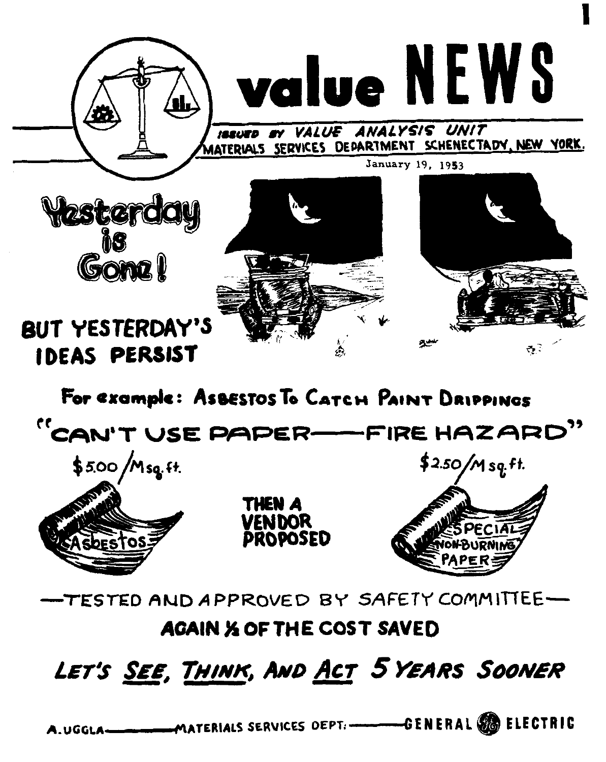# value NEWS

*ISSUED BY VALUE ANALYSIS UNIT*
MATERIALS SERVICES DEPARTMENT SCHENECTADY, NEW YORK.

January 19, 1953

## Yesterday is Gone!

## BUT YESTERDAY'S IDEAS PERSIST

**For example: Asbestos To Catch Paint Drippings**

## "CAN'T USE PAPER——FIRE HAZARD"

$5.00/M sq. ft. — Asbestos

**THEN A VENDOR PROPOSED**

$2.50/M sq. ft. — Special Non-Burning Paper

—TESTED AND APPROVED BY SAFETY COMMITTEE—

**AGAIN ½ OF THE COST SAVED**

***LET'S SEE, THINK, AND ACT 5 YEARS SOONER***

A. UGGLA——MATERIALS SERVICES DEPT.——GENERAL ELECTRIC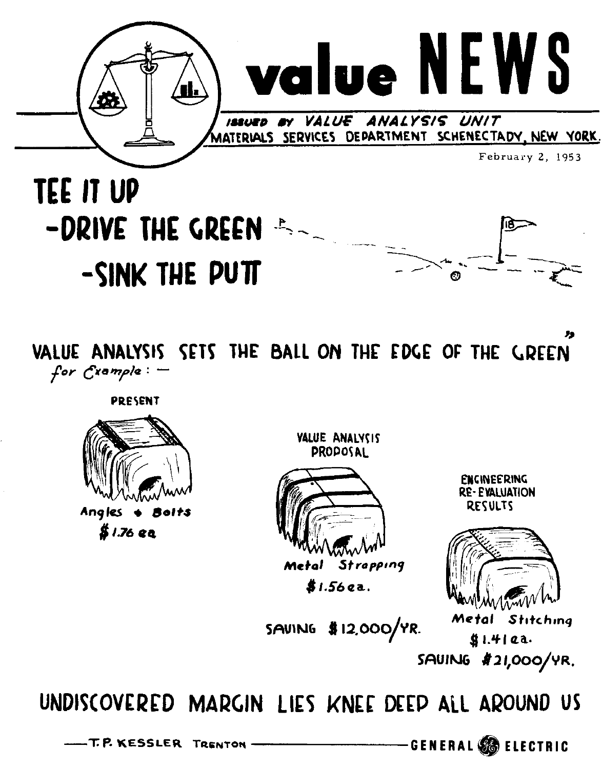# value NEWS

ISSUED BY VALUE ANALYSIS UNIT
MATERIALS SERVICES DEPARTMENT SCHENECTADY, NEW YORK

February 2, 1953

# TEE IT UP
# -DRIVE THE GREEN
# -SINK THE PUTT

## VALUE ANALYSIS SETS THE BALL ON THE EDGE OF THE GREEN"

*for Example: —*

**PRESENT**

Angles + Bolts
$1.76 ea.

**VALUE ANALYSIS PROPOSAL**

Metal Strapping
$1.56 ea.

SAVING $12,000/YR.

**ENGINEERING RE-EVALUATION RESULTS**

Metal Stitching
$1.41 ea.

SAVING $21,000/YR.

## UNDISCOVERED MARGIN LIES KNEE DEEP ALL AROUND US

—T.P. KESSLER TRENTON — GENERAL ELECTRIC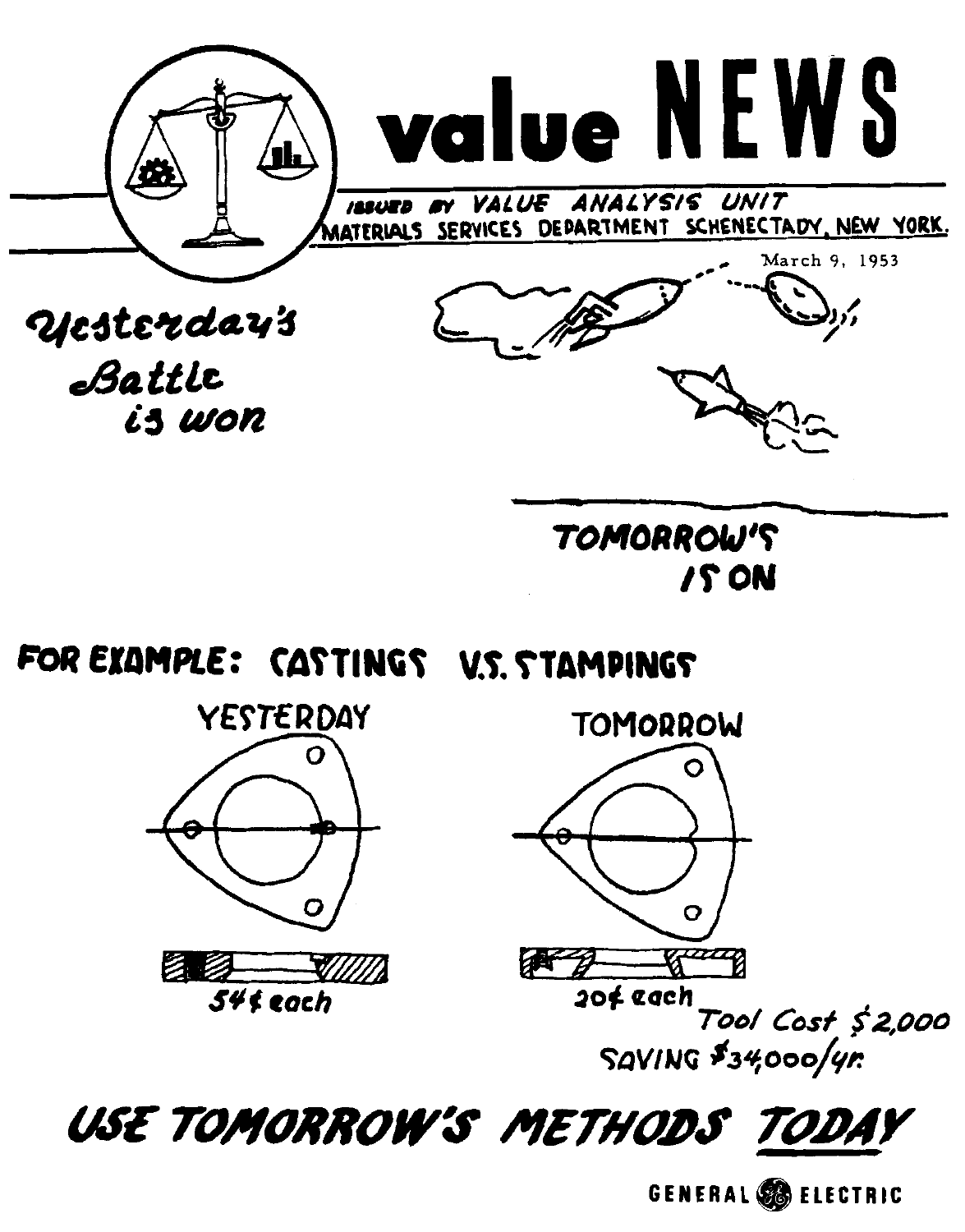# value NEWS

ISSUED BY VALUE ANALYSIS UNIT
MATERIALS SERVICES DEPARTMENT SCHENECTADY, NEW YORK.

March 9, 1953

*Yesterday's Battle is won*

TOMORROW'S IS ON

## FOR EXAMPLE: CASTINGS V.S. STAMPINGS

YESTERDAY

54¢ each

TOMORROW

20¢ each

Tool Cost $2,000

SAVING $34,000/yr.

## USE TOMORROW'S METHODS TODAY

GENERAL ELECTRIC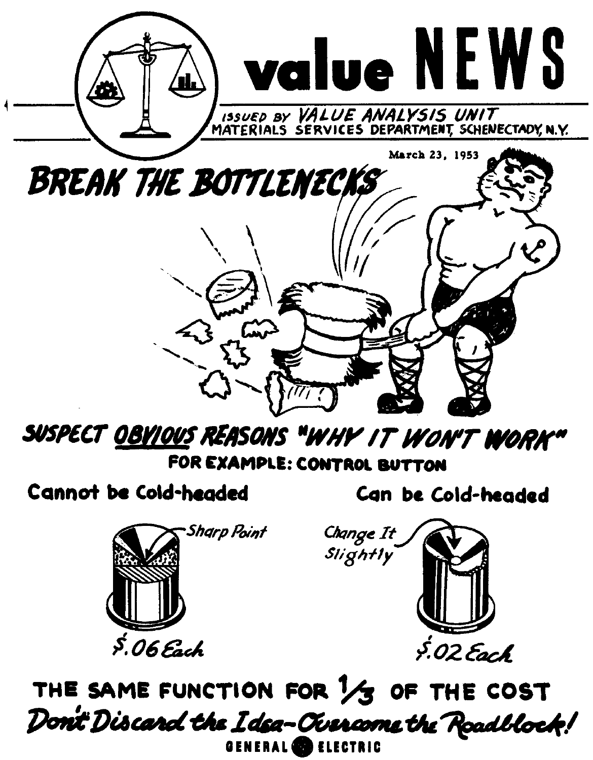# value NEWS

ISSUED BY VALUE ANALYSIS UNIT
MATERIALS SERVICES DEPARTMENT, SCHENECTADY, N.Y.

March 23, 1953

## BREAK THE BOTTLENECKS

## SUSPECT OBVIOUS REASONS "WHY IT WON'T WORK"

**FOR EXAMPLE: CONTROL BUTTON**

| Cannot be Cold-headed | Can be Cold-headed |
| --- | --- |
| Sharp Point | Change It Slightly |
| $.06 Each | $.02 Each |

## THE SAME FUNCTION FOR 1/3 OF THE COST

*Don't Discard the Idea—Overcome the Roadblock!*

GENERAL ELECTRIC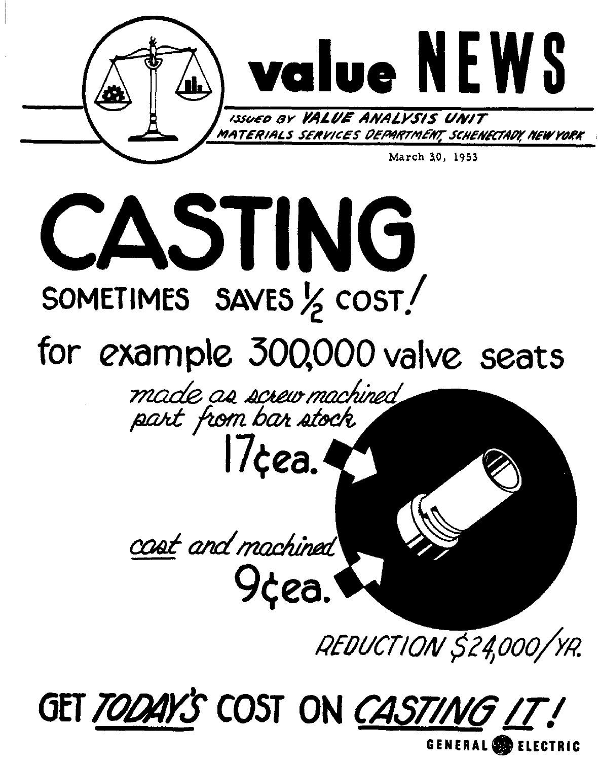# value NEWS

*ISSUED BY VALUE ANALYSIS UNIT*
*MATERIALS SERVICES DEPARTMENT, SCHENECTADY, NEW YORK*

March 30, 1953

# CASTING

## SOMETIMES SAVES ½ COST!

## for example 300,000 valve seats

*made as screw machined part from bar stock*
**17¢ea.**

*cast and machined*
**9¢ea.**

*REDUCTION $24,000/YR.*

## GET *TODAY'S* COST ON *CASTING IT*!

GENERAL ELECTRIC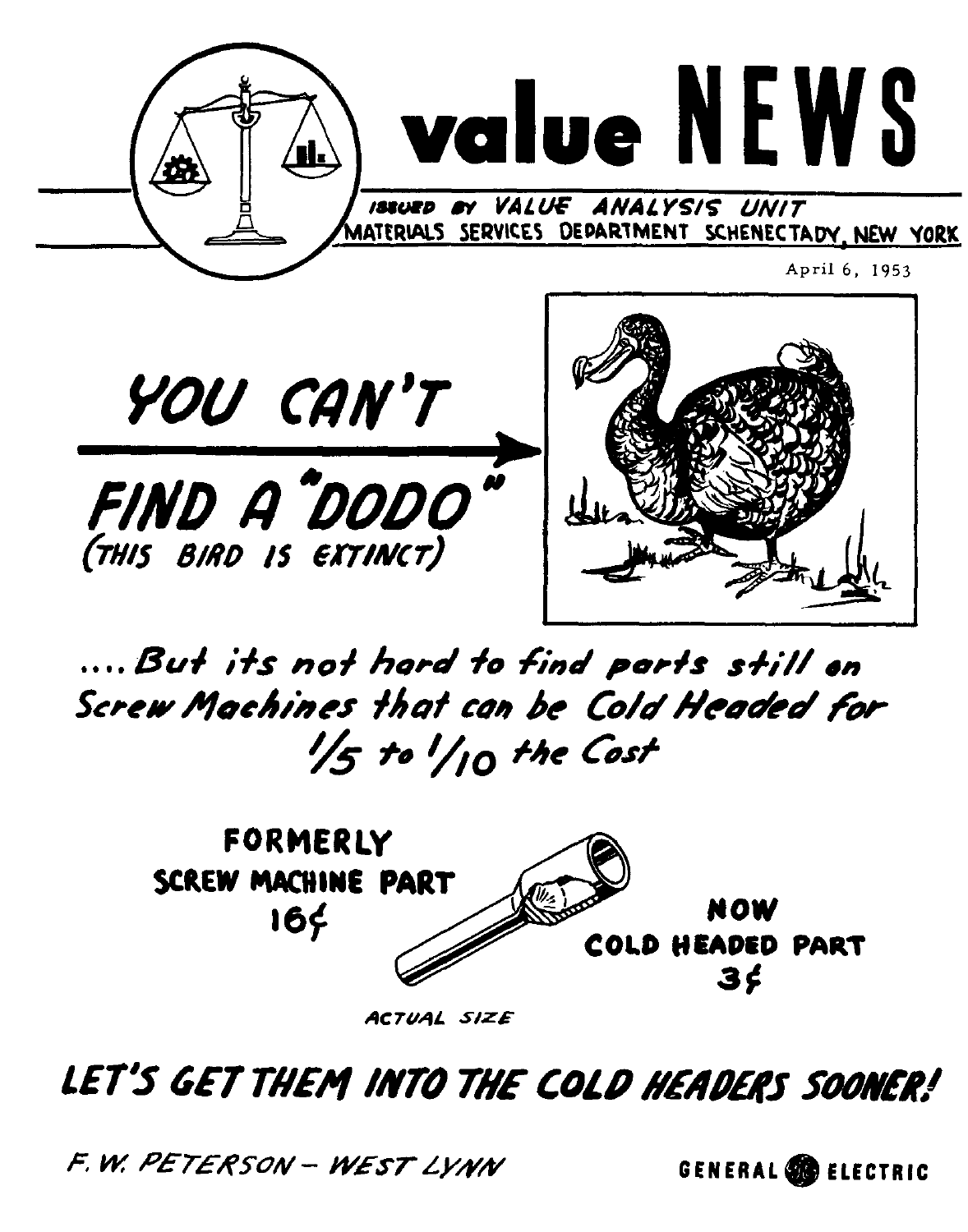# value NEWS

ISSUED BY VALUE ANALYSIS UNIT
MATERIALS SERVICES DEPARTMENT SCHENECTADY, NEW YORK

April 6, 1953

## YOU CAN'T FIND A "DODO"

(THIS BIRD IS EXTINCT)

*....But its not hard to find parts still on Screw Machines that can be Cold Headed for 1/5 to 1/10 the Cost*

**FORMERLY SCREW MACHINE PART 16¢**

**NOW COLD HEADED PART 3¢**

*ACTUAL SIZE*

## *LET'S GET THEM INTO THE COLD HEADERS SOONER!*

*F. W. PETERSON – WEST LYNN*

**GENERAL ELECTRIC**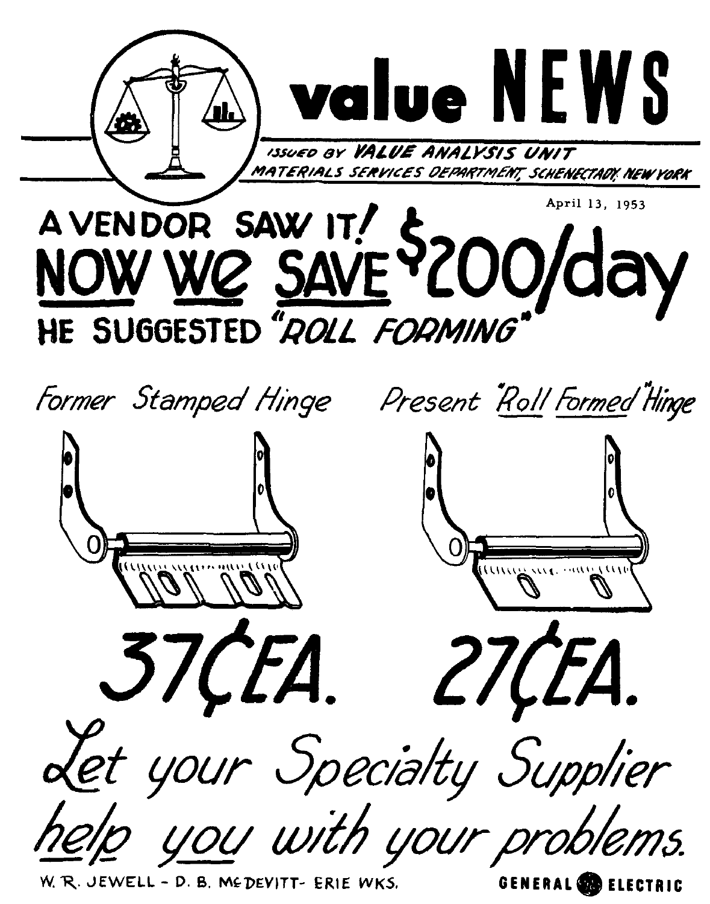# value NEWS

*ISSUED BY* ***VALUE ANALYSIS UNIT***
*MATERIALS SERVICES DEPARTMENT, SCHENECTADY, NEW YORK*

April 13, 1953

## A VENDOR SAW IT!
# NOW WE SAVE $200/day
## HE SUGGESTED "ROLL FORMING"

*Former Stamped Hinge* — **37¢ EA.**

*Present "Roll Formed" Hinge* — **27¢ EA.**

## *Let your Specialty Supplier help you with your problems.*

W. R. JEWELL - D. B. McDEVITT - ERIE WKS.

GENERAL ELECTRIC